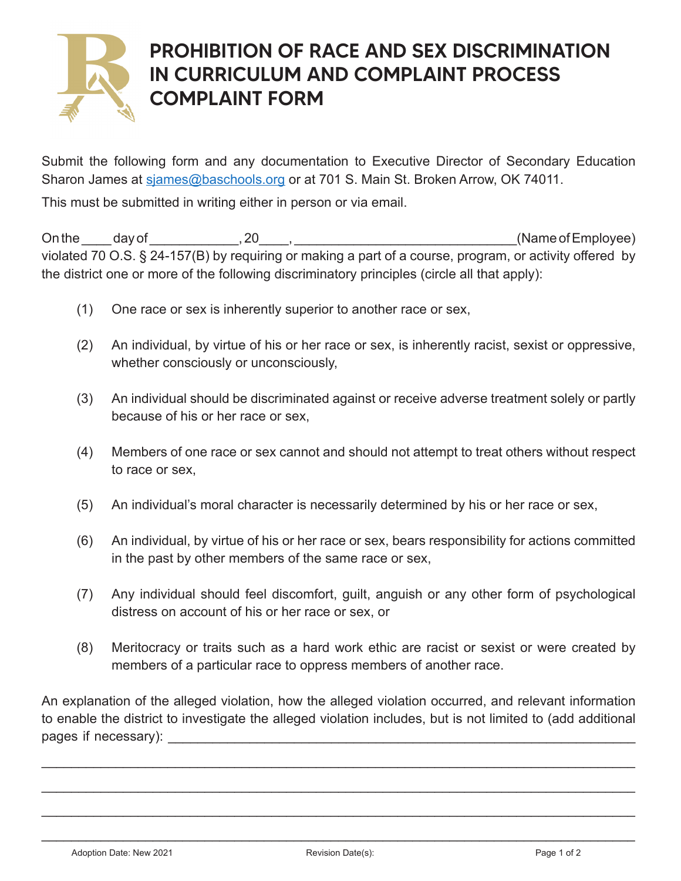# PROHIBITION OF RACE AND SEX DISCRIMINATION IN CURRICULUM AND COMPLAINT PROCESS COMPLAINT FORM

Submit the following form and any documentation to Executive Director of Secondary Education Sharon James at [sjames@baschools.org](mailto:sjames@baschools.org) or at 701 S. Main St. Broken Arrow, OK 74011.

This must be submitted in writing either in person or via email.

On the ____ day of ____________, 20____, ______________________________(Name of Employee) violated 70 O.S. § 24-157(B) by requiring or making a part of a course, program, or activity offered by the district one or more of the following discriminatory principles (circle all that apply):

(1) One race or sex is inherently superior to another race or sex,

(2) An individual, by virtue of his or her race or sex, is inherently racist, sexist or oppressive, whether consciously or unconsciously,

(3) An individual should be discriminated against or receive adverse treatment solely or partly because of his or her race or sex,

(4) Members of one race or sex cannot and should not attempt to treat others without respect to race or sex,

(5) An individual's moral character is necessarily determined by his or her race or sex,

(6) An individual, by virtue of his or her race or sex, bears responsibility for actions committed in the past by other members of the same race or sex,

(7) Any individual should feel discomfort, guilt, anguish or any other form of psychological distress on account of his or her race or sex, or

(8) Meritocracy or traits such as a hard work ethic are racist or sexist or were created by members of a particular race to oppress members of another race.

An explanation of the alleged violation, how the alleged violation occurred, and relevant information to enable the district to investigate the alleged violation includes, but is not limited to (add additional pages if necessary): ________________________________________________________________

________________________________________________________________________________

________________________________________________________________________________

________________________________________________________________________________

________________________________________________________________________________

Adoption Date: New 2021 | Revision Date(s):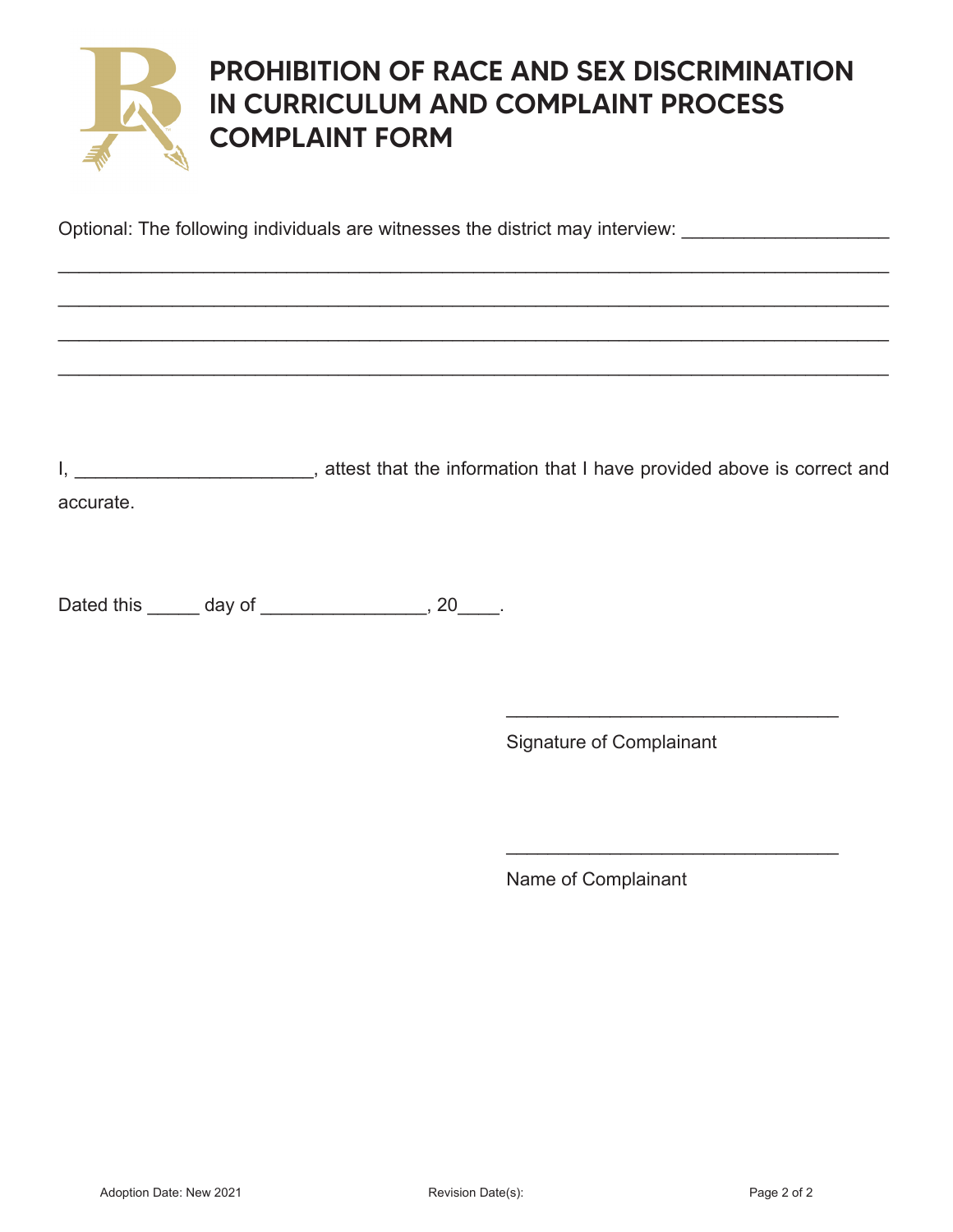# PROHIBITION OF RACE AND SEX DISCRIMINATION IN CURRICULUM AND COMPLAINT PROCESS COMPLAINT FORM

Optional: The following individuals are witnesses the district may interview: ___________________

_____________________________________________________________________________

_____________________________________________________________________________

_____________________________________________________________________________

_____________________________________________________________________________

I, ______________________, attest that the information that I have provided above is correct and accurate.

Dated this _____ day of _______________, 20____.

________________________________
Signature of Complainant

________________________________
Name of Complainant

Adoption Date: New 2021 Revision Date(s):